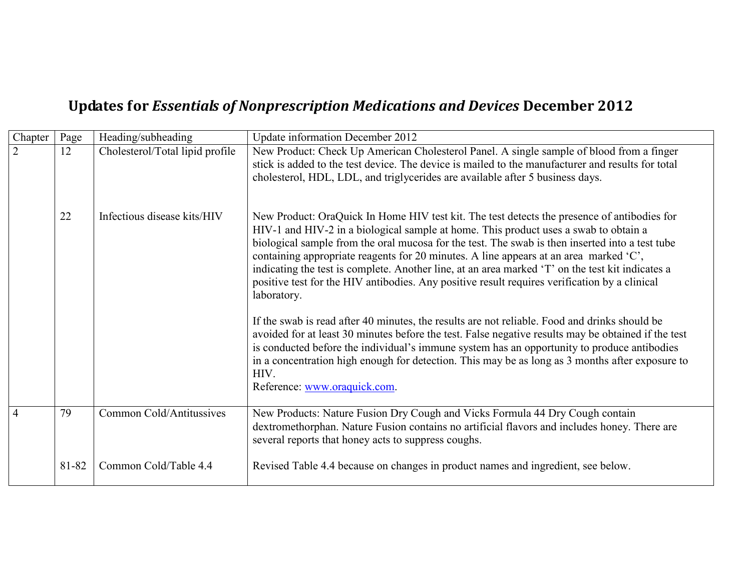# Updates for *Essentials of Nonprescription Medications and Devices* December 2012

| Chapter | Page | Heading/subheading | Update information December 2012 |
|---|---|---|---|
| 2 | 12 | Cholesterol/Total lipid profile | New Product: Check Up American Cholesterol Panel. A single sample of blood from a finger stick is added to the test device. The device is mailed to the manufacturer and results for total cholesterol, HDL, LDL, and triglycerides are available after 5 business days. |
| | 22 | Infectious disease kits/HIV | New Product: OraQuick In Home HIV test kit. The test detects the presence of antibodies for HIV-1 and HIV-2 in a biological sample at home. This product uses a swab to obtain a biological sample from the oral mucosa for the test. The swab is then inserted into a test tube containing appropriate reagents for 20 minutes. A line appears at an area marked 'C', indicating the test is complete. Another line, at an area marked 'T' on the test kit indicates a positive test for the HIV antibodies. Any positive result requires verification by a clinical laboratory.<br><br>If the swab is read after 40 minutes, the results are not reliable. Food and drinks should be avoided for at least 30 minutes before the test. False negative results may be obtained if the test is conducted before the individual's immune system has an opportunity to produce antibodies in a concentration high enough for detection. This may be as long as 3 months after exposure to HIV.<br>Reference: www.oraquick.com. |
| 4 | 79 | Common Cold/Antitussives | New Products: Nature Fusion Dry Cough and Vicks Formula 44 Dry Cough contain dextromethorphan. Nature Fusion contains no artificial flavors and includes honey. There are several reports that honey acts to suppress coughs. |
| | 81-82 | Common Cold/Table 4.4 | Revised Table 4.4 because on changes in product names and ingredient, see below. |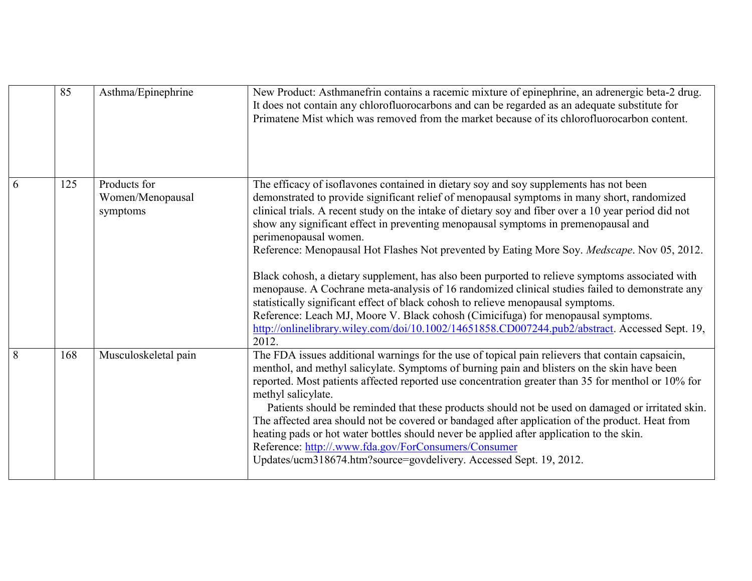| | | | |
|---|---|---|---|
| | 85 | Asthma/Epinephrine | New Product: Asthmanefrin contains a racemic mixture of epinephrine, an adrenergic beta-2 drug. It does not contain any chlorofluorocarbons and can be regarded as an adequate substitute for Primatene Mist which was removed from the market because of its chlorofluorocarbon content. |
| 6 | 125 | Products for Women/Menopausal symptoms | The efficacy of isoflavones contained in dietary soy and soy supplements has not been demonstrated to provide significant relief of menopausal symptoms in many short, randomized clinical trials. A recent study on the intake of dietary soy and fiber over a 10 year period did not show any significant effect in preventing menopausal symptoms in premenopausal and perimenopausal women.<br>Reference: Menopausal Hot Flashes Not prevented by Eating More Soy. *Medscape*. Nov 05, 2012.<br><br>Black cohosh, a dietary supplement, has also been purported to relieve symptoms associated with menopause. A Cochrane meta-analysis of 16 randomized clinical studies failed to demonstrate any statistically significant effect of black cohosh to relieve menopausal symptoms.<br>Reference: Leach MJ, Moore V. Black cohosh (Cimicifuga) for menopausal symptoms. http://onlinelibrary.wiley.com/doi/10.1002/14651858.CD007244.pub2/abstract. Accessed Sept. 19, 2012. |
| 8 | 168 | Musculoskeletal pain | The FDA issues additional warnings for the use of topical pain relievers that contain capsaicin, menthol, and methyl salicylate. Symptoms of burning pain and blisters on the skin have been reported. Most patients affected reported use concentration greater than 35 for menthol or 10% for methyl salicylate.<br>Patients should be reminded that these products should not be used on damaged or irritated skin. The affected area should not be covered or bandaged after application of the product. Heat from heating pads or hot water bottles should never be applied after application to the skin.<br>Reference: http://.www.fda.gov/ForConsumers/Consumer Updates/ucm318674.htm?source=govdelivery. Accessed Sept. 19, 2012. |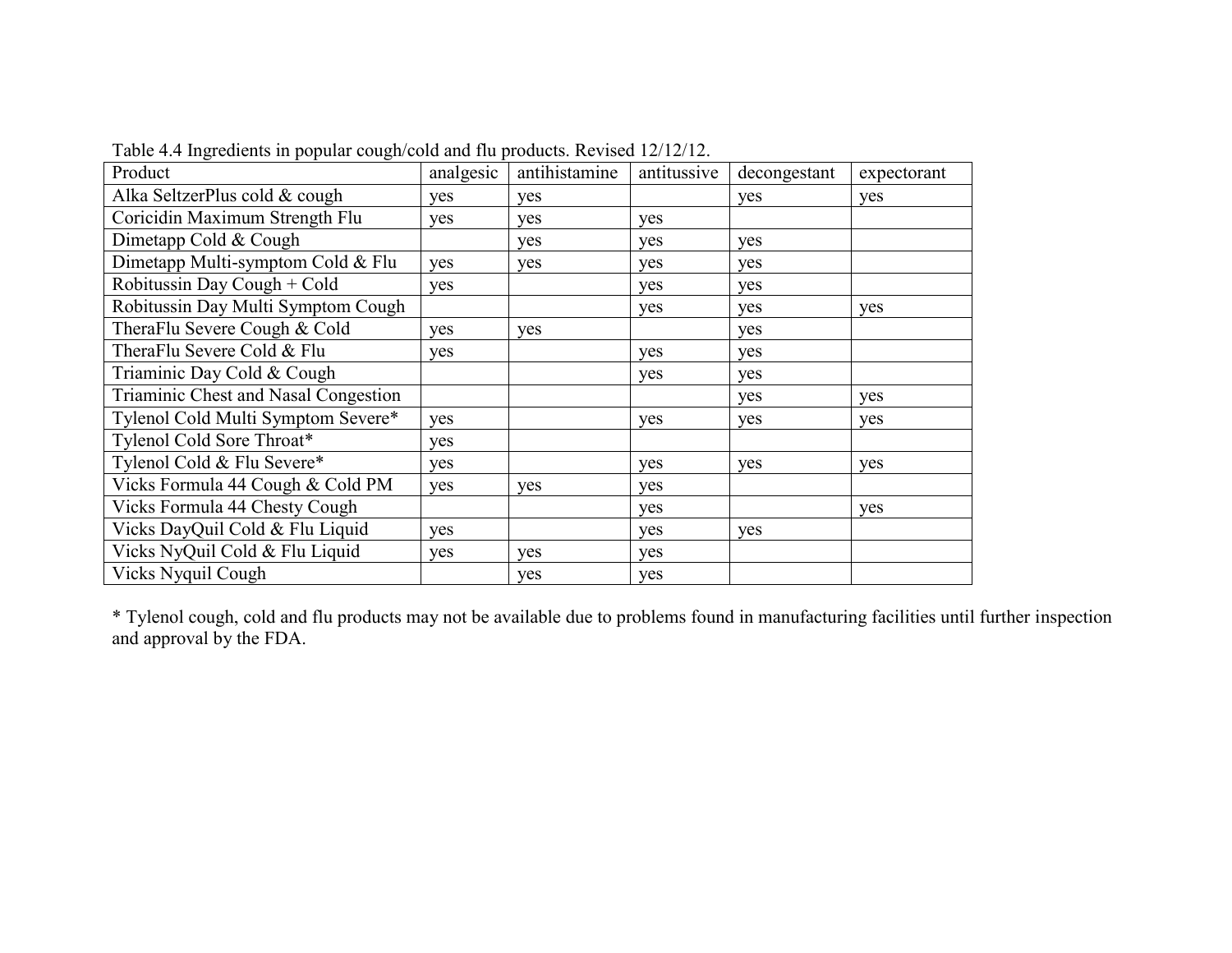Table 4.4 Ingredients in popular cough/cold and flu products. Revised 12/12/12.

| Product | analgesic | antihistamine | antitussive | decongestant | expectorant |
|---|---|---|---|---|---|
| Alka SeltzerPlus cold & cough | yes | yes | | yes | yes |
| Coricidin Maximum Strength Flu | yes | yes | yes | | |
| Dimetapp Cold & Cough | | yes | yes | yes | |
| Dimetapp Multi-symptom Cold & Flu | yes | yes | yes | yes | |
| Robitussin Day Cough + Cold | yes | | yes | yes | |
| Robitussin Day Multi Symptom Cough | | | yes | yes | yes |
| TheraFlu Severe Cough & Cold | yes | yes | | yes | |
| TheraFlu Severe Cold & Flu | yes | | yes | yes | |
| Triaminic Day Cold & Cough | | | yes | yes | |
| Triaminic Chest and Nasal Congestion | | | | yes | yes |
| Tylenol Cold Multi Symptom Severe* | yes | | yes | yes | yes |
| Tylenol Cold Sore Throat* | yes | | | | |
| Tylenol Cold & Flu Severe* | yes | | yes | yes | yes |
| Vicks Formula 44 Cough & Cold PM | yes | yes | yes | | |
| Vicks Formula 44 Chesty Cough | | | yes | | yes |
| Vicks DayQuil Cold & Flu Liquid | yes | | yes | yes | |
| Vicks NyQuil Cold & Flu Liquid | yes | yes | yes | | |
| Vicks Nyquil Cough | | yes | yes | | |

* Tylenol cough, cold and flu products may not be available due to problems found in manufacturing facilities until further inspection and approval by the FDA.